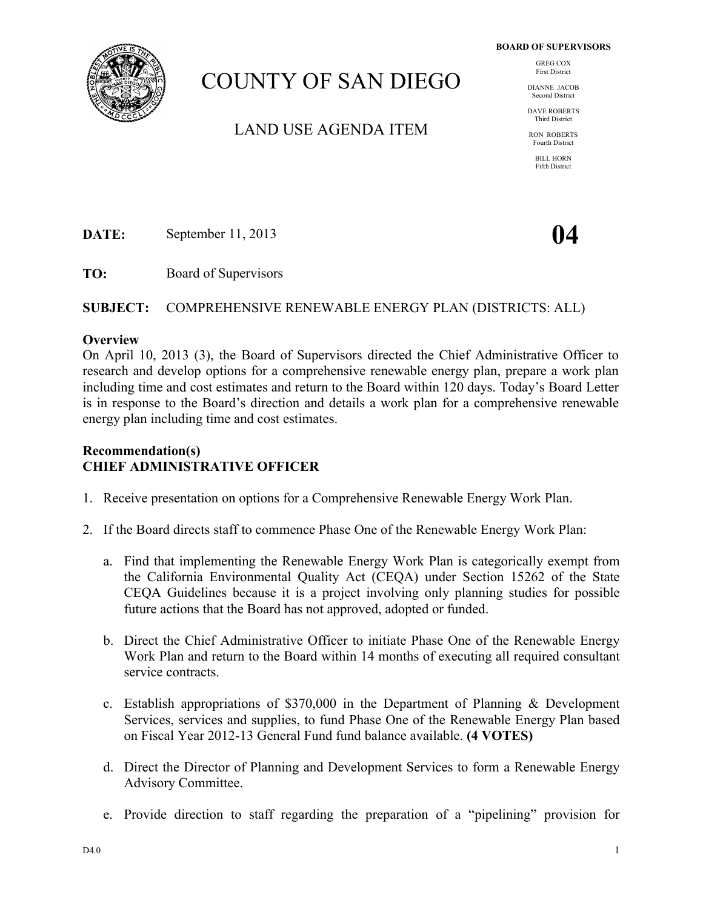# COUNTY OF SAN DIEGO

## LAND USE AGENDA ITEM

**BOARD OF SUPERVISORS**

GREG COX
First District

DIANNE JACOB
Second District

DAVE ROBERTS
Third District

RON ROBERTS
Fourth District

BILL HORN
Fifth District

**DATE:** September 11, 2013

**04**

**TO:** Board of Supervisors

**SUBJECT:** COMPREHENSIVE RENEWABLE ENERGY PLAN (DISTRICTS: ALL)

**Overview**

On April 10, 2013 (3), the Board of Supervisors directed the Chief Administrative Officer to research and develop options for a comprehensive renewable energy plan, prepare a work plan including time and cost estimates and return to the Board within 120 days. Today's Board Letter is in response to the Board's direction and details a work plan for a comprehensive renewable energy plan including time and cost estimates.

**Recommendation(s)**
**CHIEF ADMINISTRATIVE OFFICER**

1. Receive presentation on options for a Comprehensive Renewable Energy Work Plan.

2. If the Board directs staff to commence Phase One of the Renewable Energy Work Plan:

   a. Find that implementing the Renewable Energy Work Plan is categorically exempt from the California Environmental Quality Act (CEQA) under Section 15262 of the State CEQA Guidelines because it is a project involving only planning studies for possible future actions that the Board has not approved, adopted or funded.

   b. Direct the Chief Administrative Officer to initiate Phase One of the Renewable Energy Work Plan and return to the Board within 14 months of executing all required consultant service contracts.

   c. Establish appropriations of $370,000 in the Department of Planning & Development Services, services and supplies, to fund Phase One of the Renewable Energy Plan based on Fiscal Year 2012-13 General Fund fund balance available. **(4 VOTES)**

   d. Direct the Director of Planning and Development Services to form a Renewable Energy Advisory Committee.

   e. Provide direction to staff regarding the preparation of a "pipelining" provision for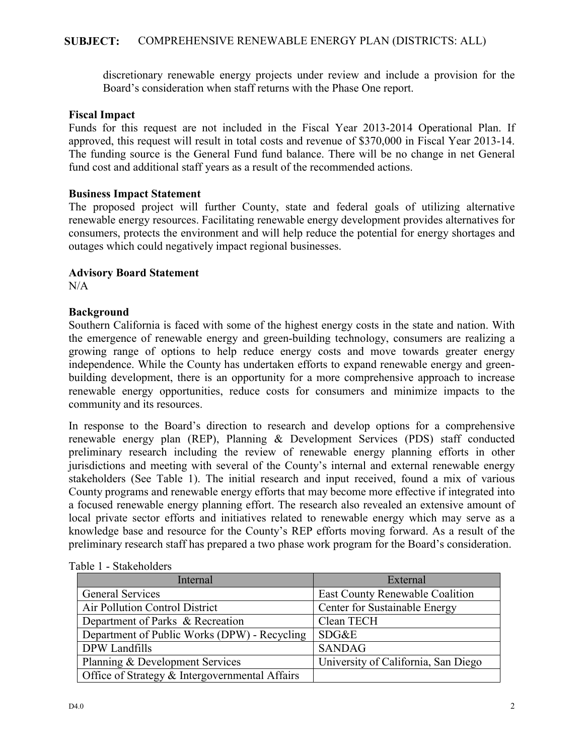discretionary renewable energy projects under review and include a provision for the Board's consideration when staff returns with the Phase One report.

**Fiscal Impact**

Funds for this request are not included in the Fiscal Year 2013-2014 Operational Plan. If approved, this request will result in total costs and revenue of $370,000 in Fiscal Year 2013-14. The funding source is the General Fund fund balance. There will be no change in net General fund cost and additional staff years as a result of the recommended actions.

**Business Impact Statement**

The proposed project will further County, state and federal goals of utilizing alternative renewable energy resources. Facilitating renewable energy development provides alternatives for consumers, protects the environment and will help reduce the potential for energy shortages and outages which could negatively impact regional businesses.

**Advisory Board Statement**

N/A

**Background**

Southern California is faced with some of the highest energy costs in the state and nation. With the emergence of renewable energy and green-building technology, consumers are realizing a growing range of options to help reduce energy costs and move towards greater energy independence. While the County has undertaken efforts to expand renewable energy and green-building development, there is an opportunity for a more comprehensive approach to increase renewable energy opportunities, reduce costs for consumers and minimize impacts to the community and its resources.

In response to the Board's direction to research and develop options for a comprehensive renewable energy plan (REP), Planning & Development Services (PDS) staff conducted preliminary research including the review of renewable energy planning efforts in other jurisdictions and meeting with several of the County's internal and external renewable energy stakeholders (See Table 1). The initial research and input received, found a mix of various County programs and renewable energy efforts that may become more effective if integrated into a focused renewable energy planning effort. The research also revealed an extensive amount of local private sector efforts and initiatives related to renewable energy which may serve as a knowledge base and resource for the County's REP efforts moving forward. As a result of the preliminary research staff has prepared a two phase work program for the Board's consideration.

Table 1 - Stakeholders

| Internal | External |
|---|---|
| General Services | East County Renewable Coalition |
| Air Pollution Control District | Center for Sustainable Energy |
| Department of Parks & Recreation | Clean TECH |
| Department of Public Works (DPW) - Recycling | SDG&E |
| DPW Landfills | SANDAG |
| Planning & Development Services | University of California, San Diego |
| Office of Strategy & Intergovernmental Affairs | |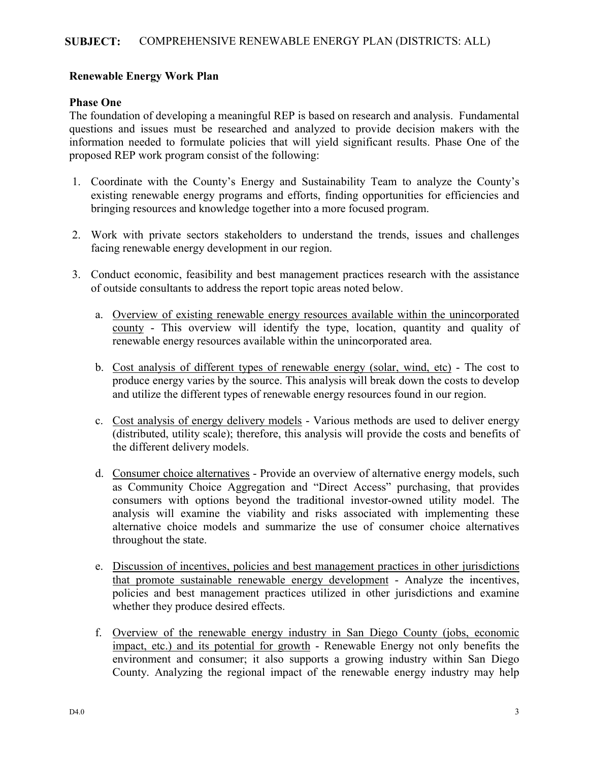**SUBJECT:** COMPREHENSIVE RENEWABLE ENERGY PLAN (DISTRICTS: ALL)

**Renewable Energy Work Plan**

**Phase One**

The foundation of developing a meaningful REP is based on research and analysis. Fundamental questions and issues must be researched and analyzed to provide decision makers with the information needed to formulate policies that will yield significant results. Phase One of the proposed REP work program consist of the following:

1. Coordinate with the County's Energy and Sustainability Team to analyze the County's existing renewable energy programs and efforts, finding opportunities for efficiencies and bringing resources and knowledge together into a more focused program.

2. Work with private sectors stakeholders to understand the trends, issues and challenges facing renewable energy development in our region.

3. Conduct economic, feasibility and best management practices research with the assistance of outside consultants to address the report topic areas noted below.

   a. Overview of existing renewable energy resources available within the unincorporated county - This overview will identify the type, location, quantity and quality of renewable energy resources available within the unincorporated area.

   b. Cost analysis of different types of renewable energy (solar, wind, etc) - The cost to produce energy varies by the source. This analysis will break down the costs to develop and utilize the different types of renewable energy resources found in our region.

   c. Cost analysis of energy delivery models - Various methods are used to deliver energy (distributed, utility scale); therefore, this analysis will provide the costs and benefits of the different delivery models.

   d. Consumer choice alternatives - Provide an overview of alternative energy models, such as Community Choice Aggregation and "Direct Access" purchasing, that provides consumers with options beyond the traditional investor-owned utility model. The analysis will examine the viability and risks associated with implementing these alternative choice models and summarize the use of consumer choice alternatives throughout the state.

   e. Discussion of incentives, policies and best management practices in other jurisdictions that promote sustainable renewable energy development - Analyze the incentives, policies and best management practices utilized in other jurisdictions and examine whether they produce desired effects.

   f. Overview of the renewable energy industry in San Diego County (jobs, economic impact, etc.) and its potential for growth - Renewable Energy not only benefits the environment and consumer; it also supports a growing industry within San Diego County. Analyzing the regional impact of the renewable energy industry may help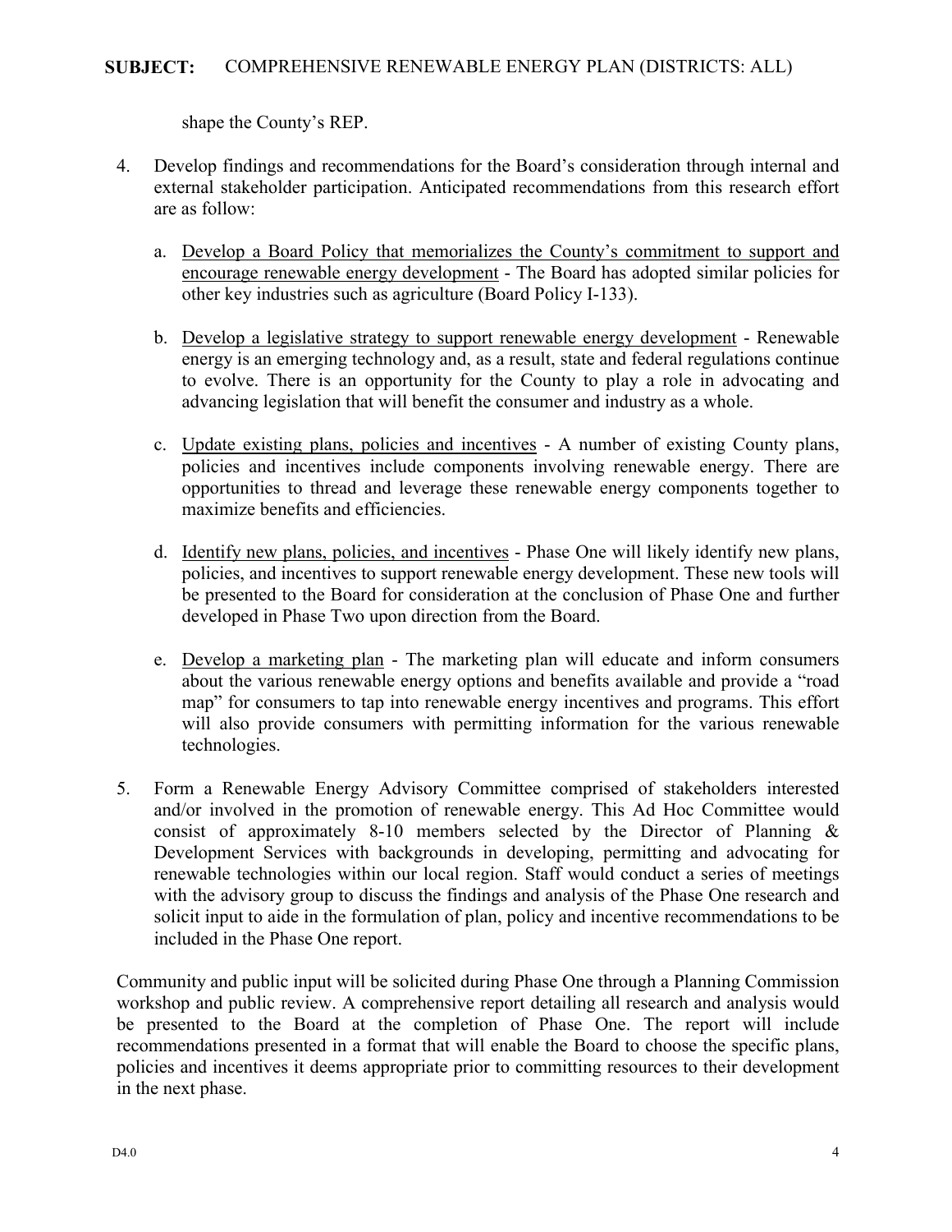shape the County's REP.

4. Develop findings and recommendations for the Board's consideration through internal and external stakeholder participation. Anticipated recommendations from this research effort are as follow:

   a. Develop a Board Policy that memorializes the County's commitment to support and encourage renewable energy development - The Board has adopted similar policies for other key industries such as agriculture (Board Policy I-133).

   b. Develop a legislative strategy to support renewable energy development - Renewable energy is an emerging technology and, as a result, state and federal regulations continue to evolve. There is an opportunity for the County to play a role in advocating and advancing legislation that will benefit the consumer and industry as a whole.

   c. Update existing plans, policies and incentives - A number of existing County plans, policies and incentives include components involving renewable energy. There are opportunities to thread and leverage these renewable energy components together to maximize benefits and efficiencies.

   d. Identify new plans, policies, and incentives - Phase One will likely identify new plans, policies, and incentives to support renewable energy development. These new tools will be presented to the Board for consideration at the conclusion of Phase One and further developed in Phase Two upon direction from the Board.

   e. Develop a marketing plan - The marketing plan will educate and inform consumers about the various renewable energy options and benefits available and provide a "road map" for consumers to tap into renewable energy incentives and programs. This effort will also provide consumers with permitting information for the various renewable technologies.

5. Form a Renewable Energy Advisory Committee comprised of stakeholders interested and/or involved in the promotion of renewable energy. This Ad Hoc Committee would consist of approximately 8-10 members selected by the Director of Planning & Development Services with backgrounds in developing, permitting and advocating for renewable technologies within our local region. Staff would conduct a series of meetings with the advisory group to discuss the findings and analysis of the Phase One research and solicit input to aide in the formulation of plan, policy and incentive recommendations to be included in the Phase One report.

Community and public input will be solicited during Phase One through a Planning Commission workshop and public review. A comprehensive report detailing all research and analysis would be presented to the Board at the completion of Phase One. The report will include recommendations presented in a format that will enable the Board to choose the specific plans, policies and incentives it deems appropriate prior to committing resources to their development in the next phase.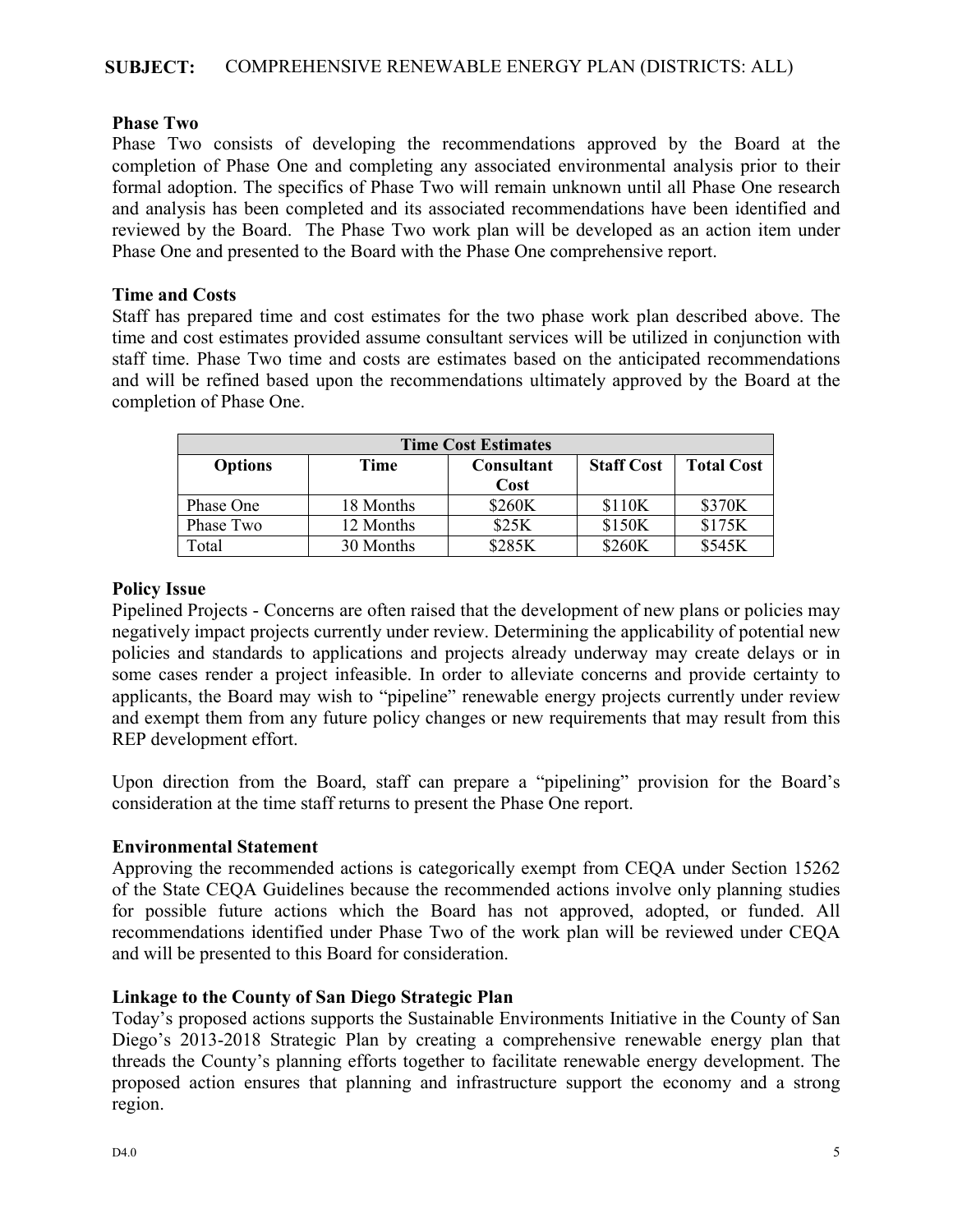**SUBJECT:** COMPREHENSIVE RENEWABLE ENERGY PLAN (DISTRICTS: ALL)

**Phase Two**

Phase Two consists of developing the recommendations approved by the Board at the completion of Phase One and completing any associated environmental analysis prior to their formal adoption. The specifics of Phase Two will remain unknown until all Phase One research and analysis has been completed and its associated recommendations have been identified and reviewed by the Board. The Phase Two work plan will be developed as an action item under Phase One and presented to the Board with the Phase One comprehensive report.

**Time and Costs**

Staff has prepared time and cost estimates for the two phase work plan described above. The time and cost estimates provided assume consultant services will be utilized in conjunction with staff time. Phase Two time and costs are estimates based on the anticipated recommendations and will be refined based upon the recommendations ultimately approved by the Board at the completion of Phase One.

| Time Cost Estimates | | | | |
|---|---|---|---|---|
| **Options** | **Time** | **Consultant Cost** | **Staff Cost** | **Total Cost** |
| Phase One | 18 Months | \$260K | \$110K | \$370K |
| Phase Two | 12 Months | \$25K | \$150K | \$175K |
| Total | 30 Months | \$285K | \$260K | \$545K |

**Policy Issue**

Pipelined Projects - Concerns are often raised that the development of new plans or policies may negatively impact projects currently under review. Determining the applicability of potential new policies and standards to applications and projects already underway may create delays or in some cases render a project infeasible. In order to alleviate concerns and provide certainty to applicants, the Board may wish to "pipeline" renewable energy projects currently under review and exempt them from any future policy changes or new requirements that may result from this REP development effort.

Upon direction from the Board, staff can prepare a "pipelining" provision for the Board's consideration at the time staff returns to present the Phase One report.

**Environmental Statement**

Approving the recommended actions is categorically exempt from CEQA under Section 15262 of the State CEQA Guidelines because the recommended actions involve only planning studies for possible future actions which the Board has not approved, adopted, or funded. All recommendations identified under Phase Two of the work plan will be reviewed under CEQA and will be presented to this Board for consideration.

**Linkage to the County of San Diego Strategic Plan**

Today's proposed actions supports the Sustainable Environments Initiative in the County of San Diego's 2013-2018 Strategic Plan by creating a comprehensive renewable energy plan that threads the County's planning efforts together to facilitate renewable energy development. The proposed action ensures that planning and infrastructure support the economy and a strong region.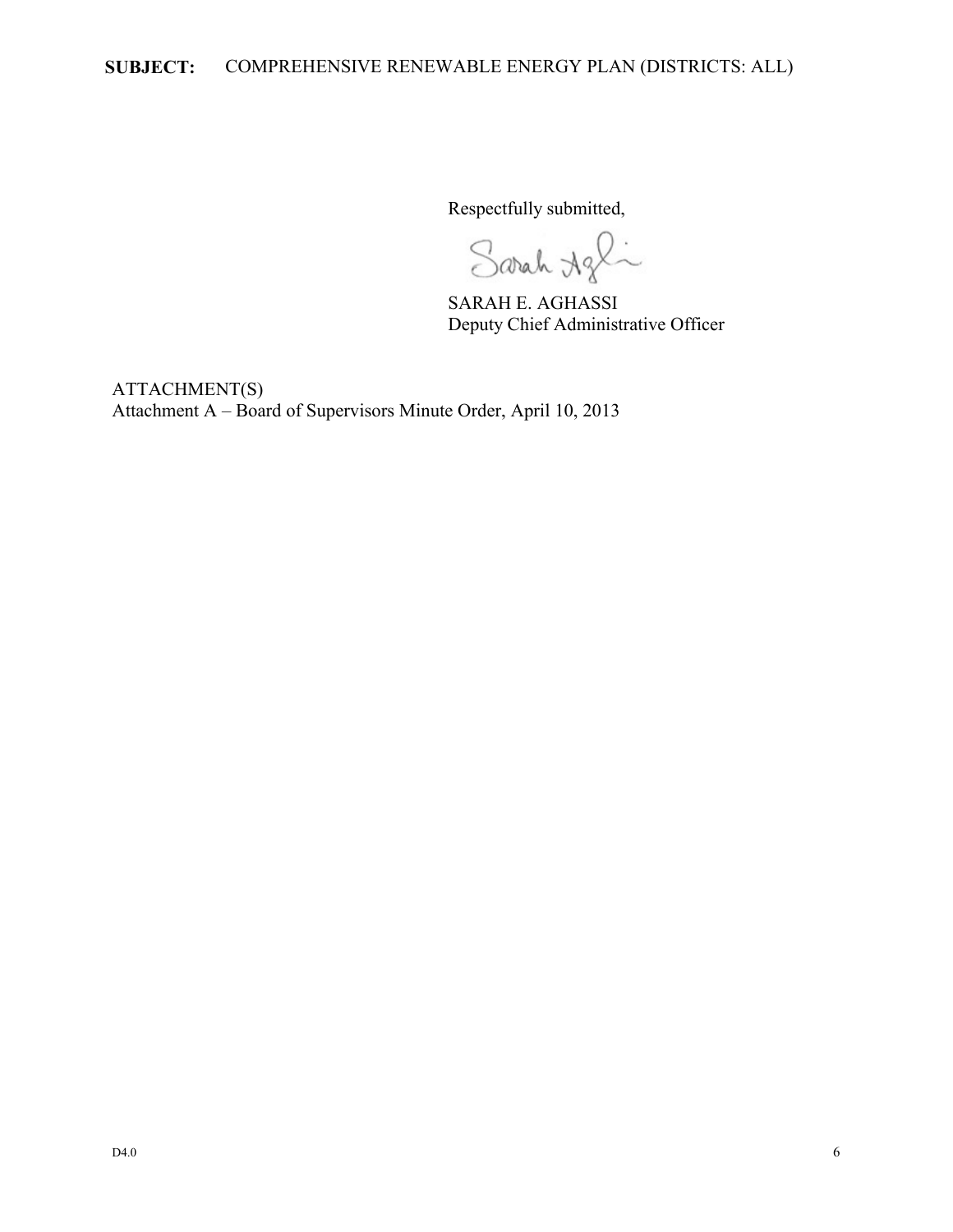**SUBJECT:** COMPREHENSIVE RENEWABLE ENERGY PLAN (DISTRICTS: ALL)

Respectfully submitted,

SARAH E. AGHASSI
Deputy Chief Administrative Officer

ATTACHMENT(S)
Attachment A – Board of Supervisors Minute Order, April 10, 2013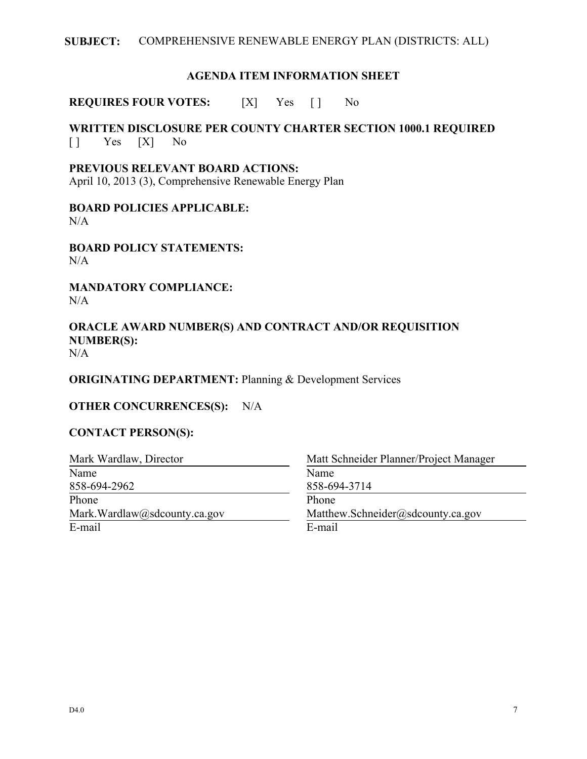**SUBJECT:** COMPREHENSIVE RENEWABLE ENERGY PLAN (DISTRICTS: ALL)

## AGENDA ITEM INFORMATION SHEET

**REQUIRES FOUR VOTES:** [X] Yes [ ] No

**WRITTEN DISCLOSURE PER COUNTY CHARTER SECTION 1000.1 REQUIRED**
[ ] Yes [X] No

**PREVIOUS RELEVANT BOARD ACTIONS:**
April 10, 2013 (3), Comprehensive Renewable Energy Plan

**BOARD POLICIES APPLICABLE:**
N/A

**BOARD POLICY STATEMENTS:**
N/A

**MANDATORY COMPLIANCE:**
N/A

**ORACLE AWARD NUMBER(S) AND CONTRACT AND/OR REQUISITION NUMBER(S):**
N/A

**ORIGINATING DEPARTMENT:** Planning & Development Services

**OTHER CONCURRENCES(S):** N/A

**CONTACT PERSON(S):**

| | |
|---|---|
| Mark Wardlaw, Director | Matt Schneider Planner/Project Manager |
| Name | Name |
| 858-694-2962 | 858-694-3714 |
| Phone | Phone |
| Mark.Wardlaw@sdcounty.ca.gov | Matthew.Schneider@sdcounty.ca.gov |
| E-mail | E-mail |

D4.0